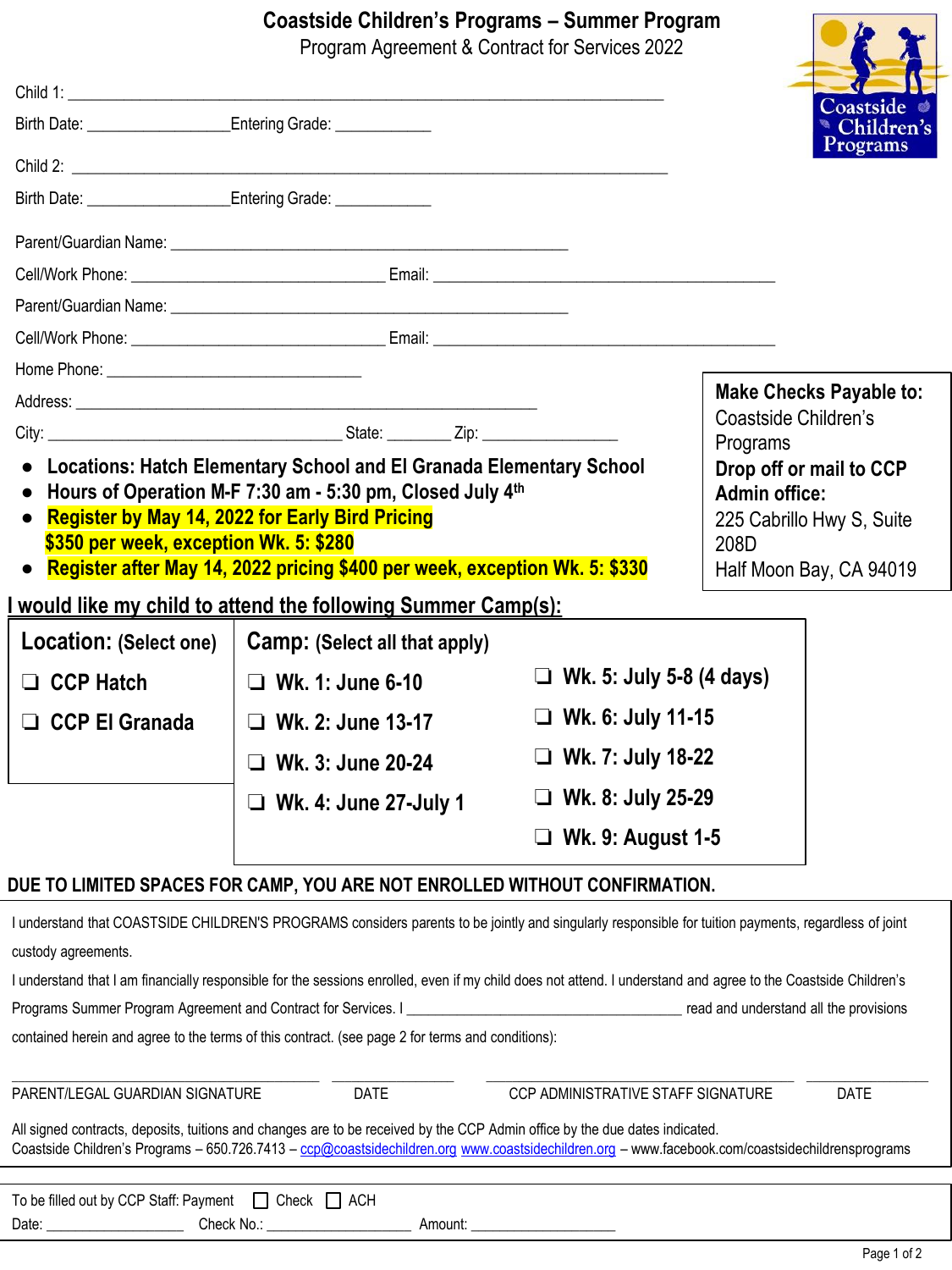# Coastside Children's Programs – Summer Program

## Program Agreement & Contract for Services 2022

Child 1: ______________________________________________________________

Birth Date: ________________ Entering Grade: ___________

Child 2: ______________________________________________________________

Birth Date: ________________ Entering Grade: ___________

Parent/Guardian Name: ____________________________________________

Cell/Work Phone: ____________________________ Email: ______________________________________

Parent/Guardian Name: ____________________________________________

Cell/Work Phone: ____________________________ Email: ______________________________________

Home Phone: ____________________________

Address: __________________________________________________

City: ________________________________ State: _______ Zip: _______________

- **Locations: Hatch Elementary School and El Granada Elementary School**
- **Hours of Operation M-F 7:30 am - 5:30 pm, Closed July 4th**
- **Register by May 14, 2022 for Early Bird Pricing**
  **$350 per week, exception Wk. 5: $280**
- **Register after May 14, 2022 pricing $400 per week, exception Wk. 5: $330**

**Make Checks Payable to:**
Coastside Children's Programs
**Drop off or mail to CCP Admin office:**
225 Cabrillo Hwy S, Suite 208D
Half Moon Bay, CA 94019

## I would like my child to attend the following Summer Camp(s):

| **Location:** (Select one) | **Camp:** (Select all that apply) | |
|---|---|---|
| ❑ CCP Hatch | ❑ Wk. 1: June 6-10 | ❑ Wk. 5: July 5-8 (4 days) |
| ❑ CCP El Granada | ❑ Wk. 2: June 13-17 | ❑ Wk. 6: July 11-15 |
| | ❑ Wk. 3: June 20-24 | ❑ Wk. 7: July 18-22 |
| | ❑ Wk. 4: June 27-July 1 | ❑ Wk. 8: July 25-29 |
| | | ❑ Wk. 9: August 1-5 |

**DUE TO LIMITED SPACES FOR CAMP, YOU ARE NOT ENROLLED WITHOUT CONFIRMATION.**

I understand that COASTSIDE CHILDREN'S PROGRAMS considers parents to be jointly and singularly responsible for tuition payments, regardless of joint custody agreements.

I understand that I am financially responsible for the sessions enrolled, even if my child does not attend. I understand and agree to the Coastside Children's Programs Summer Program Agreement and Contract for Services. I ______________________________ read and understand all the provisions contained herein and agree to the terms of this contract. (see page 2 for terms and conditions):

______________________________ ____________ ______________________________ ____________

PARENT/LEGAL GUARDIAN SIGNATURE DATE CCP ADMINISTRATIVE STAFF SIGNATURE DATE

All signed contracts, deposits, tuitions and changes are to be received by the CCP Admin office by the due dates indicated.
Coastside Children's Programs – 650.726.7413 – ccp@coastsidechildren.org www.coastsidechildren.org – www.facebook.com/coastsidechildrensprograms

To be filled out by CCP Staff: Payment ☐ Check ☐ ACH

Date: _______________ Check No.: _______________ Amount: _______________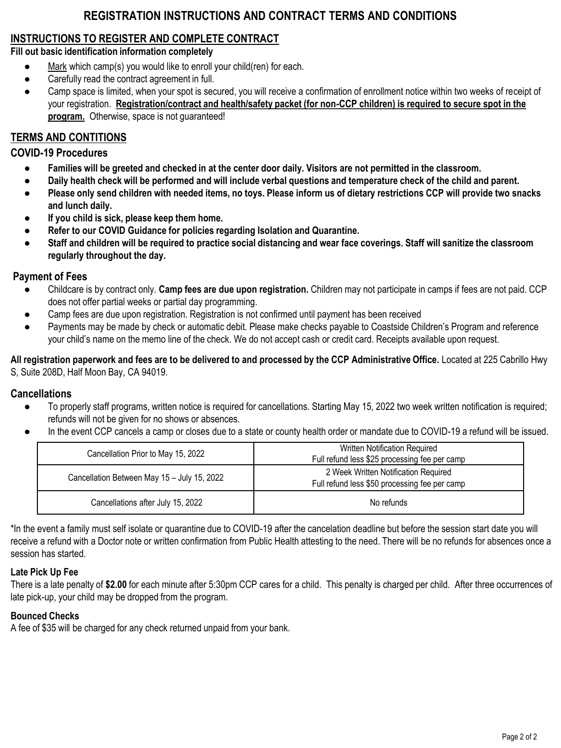# REGISTRATION INSTRUCTIONS AND CONTRACT TERMS AND CONDITIONS

## INSTRUCTIONS TO REGISTER AND COMPLETE CONTRACT

**Fill out basic identification information completely**

- Mark which camp(s) you would like to enroll your child(ren) for each.
- Carefully read the contract agreement in full.
- Camp space is limited, when your spot is secured, you will receive a confirmation of enrollment notice within two weeks of receipt of your registration. **Registration/contract and health/safety packet (for non-CCP children) is required to secure spot in the program.** Otherwise, space is not guaranteed!

## TERMS AND CONTITIONS

### COVID-19 Procedures

- **Families will be greeted and checked in at the center door daily. Visitors are not permitted in the classroom.**
- **Daily health check will be performed and will include verbal questions and temperature check of the child and parent.**
- **Please only send children with needed items, no toys. Please inform us of dietary restrictions CCP will provide two snacks and lunch daily.**
- **If you child is sick, please keep them home.**
- **Refer to our COVID Guidance for policies regarding Isolation and Quarantine.**
- **Staff and children will be required to practice social distancing and wear face coverings. Staff will sanitize the classroom regularly throughout the day.**

### Payment of Fees

- Childcare is by contract only. **Camp fees are due upon registration.** Children may not participate in camps if fees are not paid. CCP does not offer partial weeks or partial day programming.
- Camp fees are due upon registration. Registration is not confirmed until payment has been received
- Payments may be made by check or automatic debit. Please make checks payable to Coastside Children's Program and reference your child's name on the memo line of the check. We do not accept cash or credit card. Receipts available upon request.

**All registration paperwork and fees are to be delivered to and processed by the CCP Administrative Office.** Located at 225 Cabrillo Hwy S, Suite 208D, Half Moon Bay, CA 94019.

### Cancellations

- To properly staff programs, written notice is required for cancellations. Starting May 15, 2022 two week written notification is required; refunds will not be given for no shows or absences.
- In the event CCP cancels a camp or closes due to a state or county health order or mandate due to COVID-19 a refund will be issued.

| | |
|---|---|
| Cancellation Prior to May 15, 2022 | Written Notification Required<br>Full refund less $25 processing fee per camp |
| Cancellation Between May 15 – July 15, 2022 | 2 Week Written Notification Required<br>Full refund less $50 processing fee per camp |
| Cancellations after July 15, 2022 | No refunds |

*In the event a family must self isolate or quarantine due to COVID-19 after the cancelation deadline but before the session start date you will receive a refund with a Doctor note or written confirmation from Public Health attesting to the need. There will be no refunds for absences once a session has started.

#### Late Pick Up Fee

There is a late penalty of **$2.00** for each minute after 5:30pm CCP cares for a child. This penalty is charged per child. After three occurrences of late pick-up, your child may be dropped from the program.

#### Bounced Checks

A fee of $35 will be charged for any check returned unpaid from your bank.